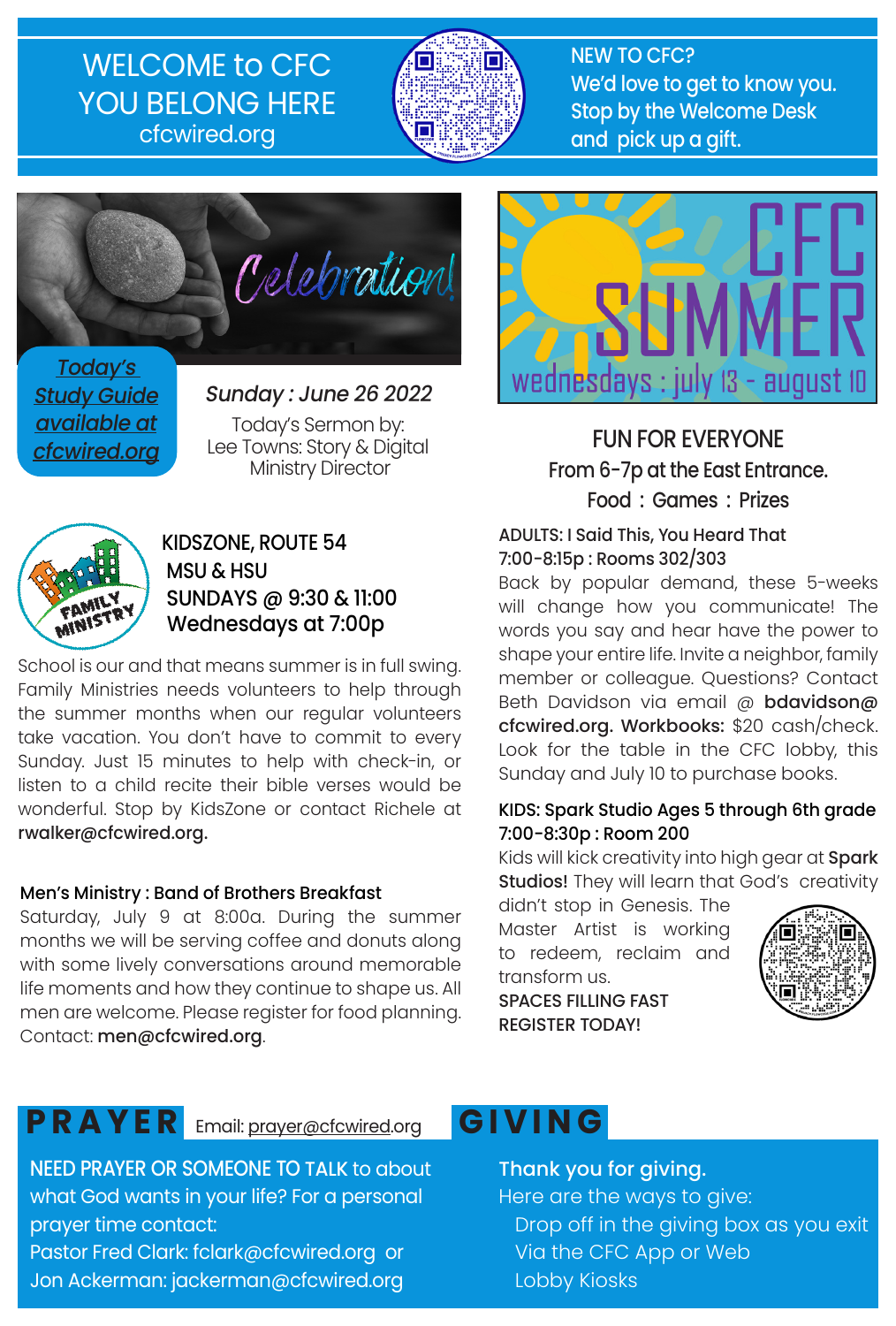# WELCOME to CFC
# YOU BELONG HERE
cfcwired.org

NEW TO CFC?
We'd love to get to know you.
Stop by the Welcome Desk
and pick up a gift.

## Celebration!

*Today's Study Guide available at cfcwired.org*

***Sunday : June 26 2022***

Today's Sermon by:
Lee Towns: Story & Digital Ministry Director

### KIDSZONE, ROUTE 54
### MSU & HSU
### SUNDAYS @ 9:30 & 11:00
### Wednesdays at 7:00p

School is our and that means summer is in full swing. Family Ministries needs volunteers to help through the summer months when our regular volunteers take vacation. You don't have to commit to every Sunday. Just 15 minutes to help with check-in, or listen to a child recite their bible verses would be wonderful. Stop by KidsZone or contact Richele at **rwalker@cfcwired.org.**

**Men's Ministry : Band of Brothers Breakfast**
Saturday, July 9 at 8:00a. During the summer months we will be serving coffee and donuts along with some lively conversations around memorable life moments and how they continue to shape us. All men are welcome. Please register for food planning. Contact: **men@cfcwired.org**.

## CFC SUMMER
wednesdays : july 13 - august 10

### FUN FOR EVERYONE
**From 6-7p at the East Entrance.**
**Food : Games : Prizes**

**ADULTS: I Said This, You Heard That**
**7:00-8:15p : Rooms 302/303**
Back by popular demand, these 5-weeks will change how you communicate! The words you say and hear have the power to shape your entire life. Invite a neighbor, family member or colleague. Questions? Contact Beth Davidson via email @ **bdavidson@cfcwired.org. Workbooks:** $20 cash/check. Look for the table in the CFC lobby, this Sunday and July 10 to purchase books.

**KIDS: Spark Studio Ages 5 through 6th grade**
**7:00-8:30p : Room 200**
Kids will kick creativity into high gear at **Spark Studios!** They will learn that God's creativity didn't stop in Genesis. The Master Artist is working to redeem, reclaim and transform us.
**SPACES FILLING FAST**
**REGISTER TODAY!**

## PRAYER
Email: prayer@cfcwired.org

NEED PRAYER OR SOMEONE TO TALK to about what God wants in your life? For a personal prayer time contact:
Pastor Fred Clark: fclark@cfcwired.org or
Jon Ackerman: jackerman@cfcwired.org

## GIVING

**Thank you for giving.**
Here are the ways to give:
- Drop off in the giving box as you exit
- Via the CFC App or Web
- Lobby Kiosks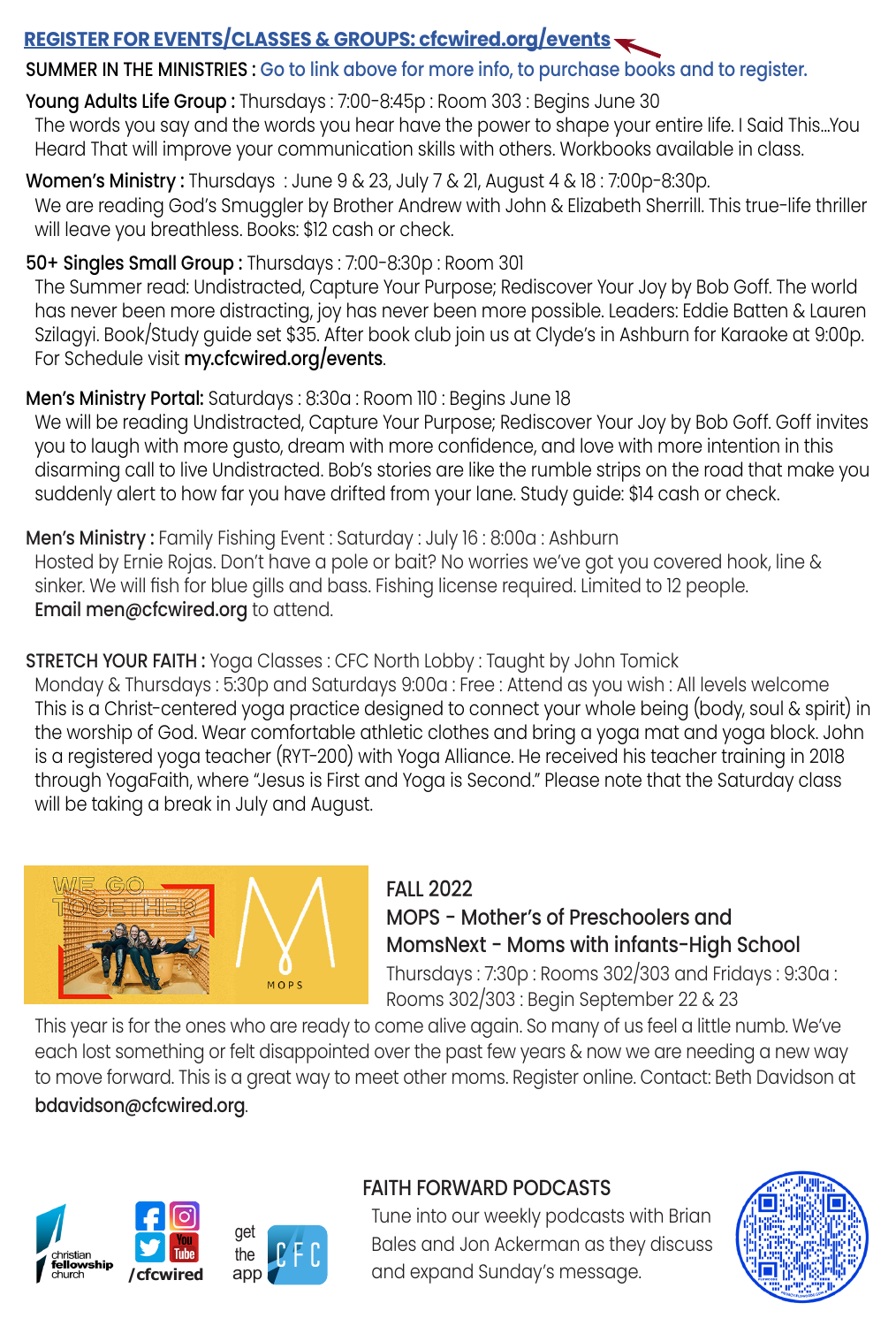**REGISTER FOR EVENTS/CLASSES & GROUPS: cfcwired.org/events**

**SUMMER IN THE MINISTRIES :** Go to link above for more info, to purchase books and to register.

**Young Adults Life Group :** Thursdays : 7:00-8:45p : Room 303 : Begins June 30
The words you say and the words you hear have the power to shape your entire life. I Said This...You Heard That will improve your communication skills with others. Workbooks available in class.

**Women's Ministry :** Thursdays : June 9 & 23, July 7 & 21, August 4 & 18 : 7:00p-8:30p.
We are reading God's Smuggler by Brother Andrew with John & Elizabeth Sherrill. This true-life thriller will leave you breathless. Books: $12 cash or check.

**50+ Singles Small Group :** Thursdays : 7:00-8:30p : Room 301
The Summer read: Undistracted, Capture Your Purpose; Rediscover Your Joy by Bob Goff. The world has never been more distracting, joy has never been more possible. Leaders: Eddie Batten & Lauren Szilagyi. Book/Study guide set $35. After book club join us at Clyde's in Ashburn for Karaoke at 9:00p. For Schedule visit **my.cfcwired.org/events**.

**Men's Ministry Portal:** Saturdays : 8:30a : Room 110 : Begins June 18
We will be reading Undistracted, Capture Your Purpose; Rediscover Your Joy by Bob Goff. Goff invites you to laugh with more gusto, dream with more confidence, and love with more intention in this disarming call to live Undistracted. Bob's stories are like the rumble strips on the road that make you suddenly alert to how far you have drifted from your lane. Study guide: $14 cash or check.

**Men's Ministry :** Family Fishing Event : Saturday : July 16 : 8:00a : Ashburn
Hosted by Ernie Rojas. Don't have a pole or bait? No worries we've got you covered hook, line & sinker. We will fish for blue gills and bass. Fishing license required. Limited to 12 people.
**Email men@cfcwired.org** to attend.

**STRETCH YOUR FAITH :** Yoga Classes : CFC North Lobby : Taught by John Tomick
Monday & Thursdays : 5:30p and Saturdays 9:00a : Free : Attend as you wish : All levels welcome
This is a Christ-centered yoga practice designed to connect your whole being (body, soul & spirit) in the worship of God. Wear comfortable athletic clothes and bring a yoga mat and yoga block. John is a registered yoga teacher (RYT-200) with Yoga Alliance. He received his teacher training in 2018 through YogaFaith, where "Jesus is First and Yoga is Second." Please note that the Saturday class will be taking a break in July and August.

**FALL 2022**
**MOPS - Mother's of Preschoolers and**
**MomsNext - Moms with infants-High School**
Thursdays : 7:30p : Rooms 302/303 and Fridays : 9:30a : Rooms 302/303 : Begin September 22 & 23

This year is for the ones who are ready to come alive again. So many of us feel a little numb. We've each lost something or felt disappointed over the past few years & now we are needing a new way to move forward. This is a great way to meet other moms. Register online. Contact: Beth Davidson at **bdavidson@cfcwired.org**.

**FAITH FORWARD PODCASTS**
Tune into our weekly podcasts with Brian Bales and Jon Ackerman as they discuss and expand Sunday's message.

christian fellowship church

/cfcwired

get the app